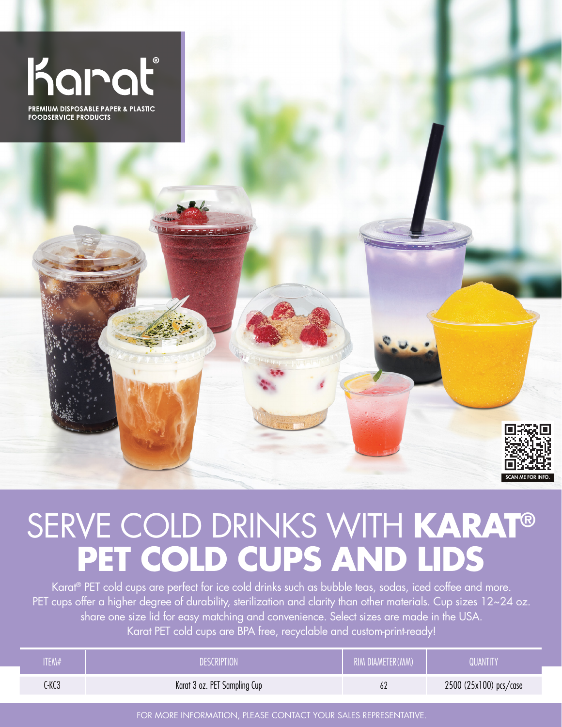# karat®

**PREMIUM DISPOSABLE PAPER & PLASTIC FOODSERVICE PRODUCTS**

SCAN ME FOR INFO.

# SERVE COLD DRINKS WITH **KARAT® PET COLD CUPS AND LIDS**

Karat® PET cold cups are perfect for ice cold drinks such as bubble teas, sodas, iced coffee and more. PET cups offer a higher degree of durability, sterilization and clarity than other materials. Cup sizes 12~24 oz. share one size lid for easy matching and convenience. Select sizes are made in the USA. Karat PET cold cups are BPA free, recyclable and custom-print-ready!

| ITEM# | DESCRIPTION | RIM DIAMETER(MM) | QUANTITY |
|---|---|---|---|
| C-KC3 | Karat 3 oz. PET Sampling Cup | 62 | 2500 (25x100) pcs/case |

FOR MORE INFORMATION, PLEASE CONTACT YOUR SALES REPRESENTATIVE.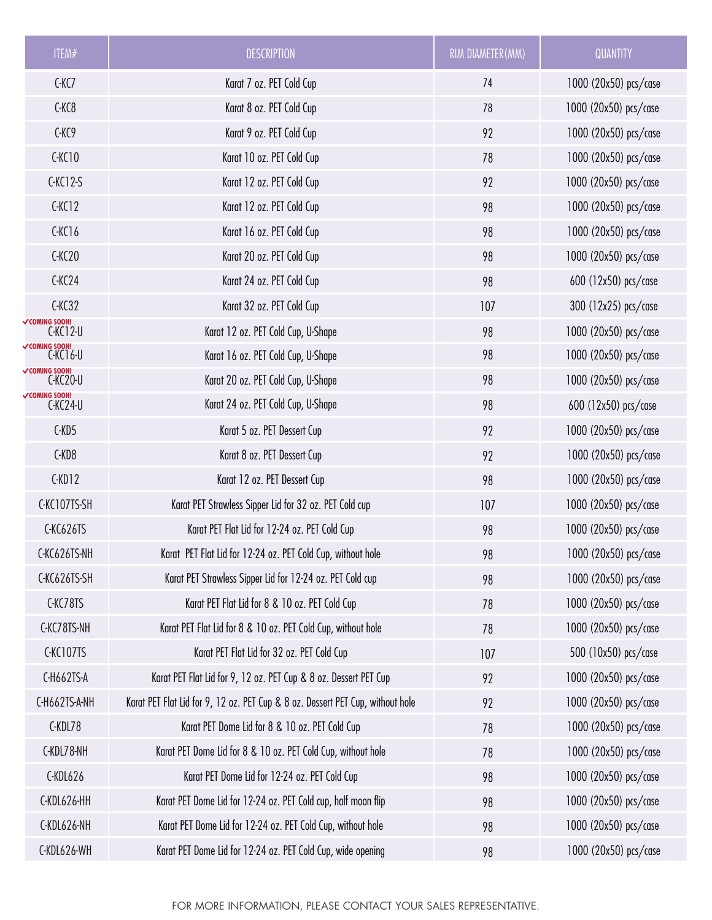| ITEM# | DESCRIPTION | RIM DIAMETER(MM) | QUANTITY |
|---|---|---|---|
| C-KC7 | Karat 7 oz. PET Cold Cup | 74 | 1000 (20x50) pcs/case |
| C-KC8 | Karat 8 oz. PET Cold Cup | 78 | 1000 (20x50) pcs/case |
| C-KC9 | Karat 9 oz. PET Cold Cup | 92 | 1000 (20x50) pcs/case |
| C-KC10 | Karat 10 oz. PET Cold Cup | 78 | 1000 (20x50) pcs/case |
| C-KC12-S | Karat 12 oz. PET Cold Cup | 92 | 1000 (20x50) pcs/case |
| C-KC12 | Karat 12 oz. PET Cold Cup | 98 | 1000 (20x50) pcs/case |
| C-KC16 | Karat 16 oz. PET Cold Cup | 98 | 1000 (20x50) pcs/case |
| C-KC20 | Karat 20 oz. PET Cold Cup | 98 | 1000 (20x50) pcs/case |
| C-KC24 | Karat 24 oz. PET Cold Cup | 98 | 600 (12x50) pcs/case |
| C-KC32 | Karat 32 oz. PET Cold Cup | 107 | 300 (12x25) pcs/case |
| ✓COMING SOON! C-KC12-U | Karat 12 oz. PET Cold Cup, U-Shape | 98 | 1000 (20x50) pcs/case |
| ✓COMING SOON! C-KC16-U | Karat 16 oz. PET Cold Cup, U-Shape | 98 | 1000 (20x50) pcs/case |
| ✓COMING SOON! C-KC20-U | Karat 20 oz. PET Cold Cup, U-Shape | 98 | 1000 (20x50) pcs/case |
| ✓COMING SOON! C-KC24-U | Karat 24 oz. PET Cold Cup, U-Shape | 98 | 600 (12x50) pcs/case |
| C-KD5 | Karat 5 oz. PET Dessert Cup | 92 | 1000 (20x50) pcs/case |
| C-KD8 | Karat 8 oz. PET Dessert Cup | 92 | 1000 (20x50) pcs/case |
| C-KD12 | Karat 12 oz. PET Dessert Cup | 98 | 1000 (20x50) pcs/case |
| C-KC107TS-SH | Karat PET Strawless Sipper Lid for 32 oz. PET Cold cup | 107 | 1000 (20x50) pcs/case |
| C-KC626TS | Karat PET Flat Lid for 12-24 oz. PET Cold Cup | 98 | 1000 (20x50) pcs/case |
| C-KC626TS-NH | Karat PET Flat Lid for 12-24 oz. PET Cold Cup, without hole | 98 | 1000 (20x50) pcs/case |
| C-KC626TS-SH | Karat PET Strawless Sipper Lid for 12-24 oz. PET Cold cup | 98 | 1000 (20x50) pcs/case |
| C-KC78TS | Karat PET Flat Lid for 8 & 10 oz. PET Cold Cup | 78 | 1000 (20x50) pcs/case |
| C-KC78TS-NH | Karat PET Flat Lid for 8 & 10 oz. PET Cold Cup, without hole | 78 | 1000 (20x50) pcs/case |
| C-KC107TS | Karat PET Flat Lid for 32 oz. PET Cold Cup | 107 | 500 (10x50) pcs/case |
| C-H662TS-A | Karat PET Flat Lid for 9, 12 oz. PET Cup & 8 oz. Dessert PET Cup | 92 | 1000 (20x50) pcs/case |
| C-H662TS-A-NH | Karat PET Flat Lid for 9, 12 oz. PET Cup & 8 oz. Dessert PET Cup, without hole | 92 | 1000 (20x50) pcs/case |
| C-KDL78 | Karat PET Dome Lid for 8 & 10 oz. PET Cold Cup | 78 | 1000 (20x50) pcs/case |
| C-KDL78-NH | Karat PET Dome Lid for 8 & 10 oz. PET Cold Cup, without hole | 78 | 1000 (20x50) pcs/case |
| C-KDL626 | Karat PET Dome Lid for 12-24 oz. PET Cold Cup | 98 | 1000 (20x50) pcs/case |
| C-KDL626-HH | Karat PET Dome Lid for 12-24 oz. PET Cold cup, half moon flip | 98 | 1000 (20x50) pcs/case |
| C-KDL626-NH | Karat PET Dome Lid for 12-24 oz. PET Cold Cup, without hole | 98 | 1000 (20x50) pcs/case |
| C-KDL626-WH | Karat PET Dome Lid for 12-24 oz. PET Cold Cup, wide opening | 98 | 1000 (20x50) pcs/case |

FOR MORE INFORMATION, PLEASE CONTACT YOUR SALES REPRESENTATIVE.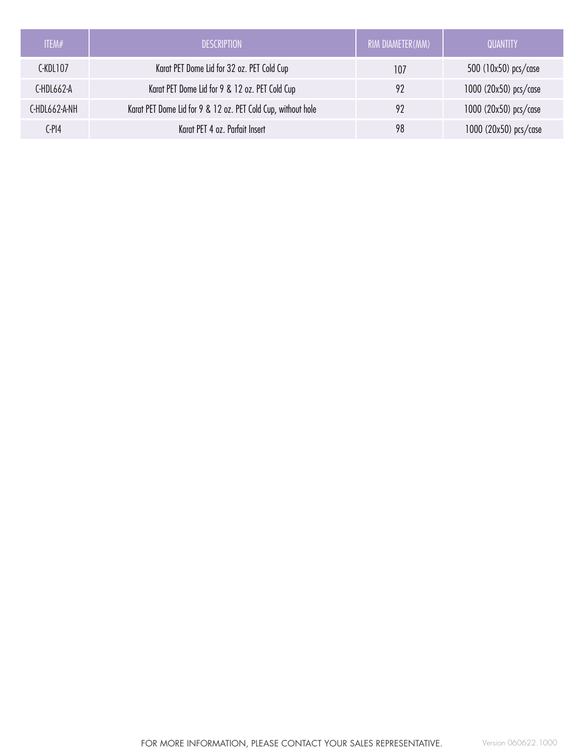| ITEM# | DESCRIPTION | RIM DIAMETER(MM) | QUANTITY |
| --- | --- | --- | --- |
| C-KDL107 | Karat PET Dome Lid for 32 oz. PET Cold Cup | 107 | 500 (10x50) pcs/case |
| C-HDL662-A | Karat PET Dome Lid for 9 & 12 oz. PET Cold Cup | 92 | 1000 (20x50) pcs/case |
| C-HDL662-A-NH | Karat PET Dome Lid for 9 & 12 oz. PET Cold Cup, without hole | 92 | 1000 (20x50) pcs/case |
| C-PI4 | Karat PET 4 oz. Parfait Insert | 98 | 1000 (20x50) pcs/case |

FOR MORE INFORMATION, PLEASE CONTACT YOUR SALES REPRESENTATIVE.

Version 060622.1000